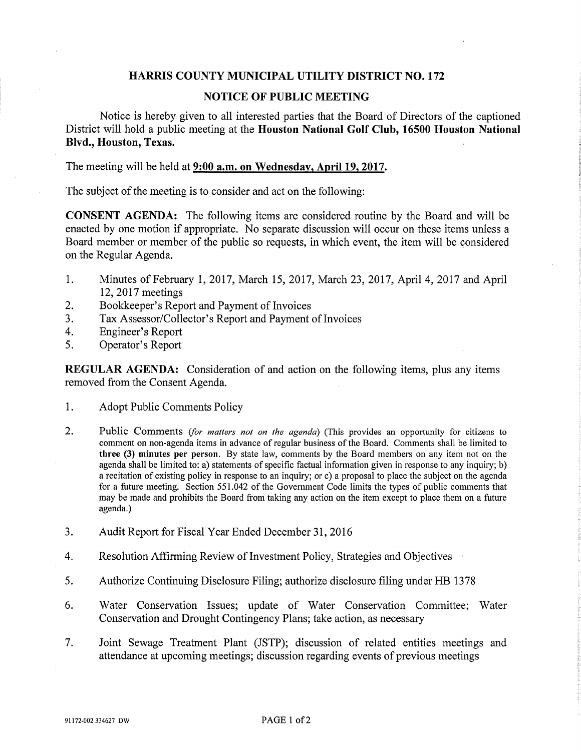# HARRIS COUNTY MUNICIPAL UTILITY DISTRICT NO. 172

## NOTICE OF PUBLIC MEETING

Notice is hereby given to all interested parties that the Board of Directors of the captioned District will hold a public meeting at the **Houston National Golf Club, 16500 Houston National Blvd., Houston, Texas.**

The meeting will be held at **9:00 a.m. on Wednesday, April 19, 2017.**

The subject of the meeting is to consider and act on the following:

**CONSENT AGENDA:** The following items are considered routine by the Board and will be enacted by one motion if appropriate. No separate discussion will occur on these items unless a Board member or member of the public so requests, in which event, the item will be considered on the Regular Agenda.

1. Minutes of February 1, 2017, March 15, 2017, March 23, 2017, April 4, 2017 and April 12, 2017 meetings
2. Bookkeeper's Report and Payment of Invoices
3. Tax Assessor/Collector's Report and Payment of Invoices
4. Engineer's Report
5. Operator's Report

**REGULAR AGENDA:** Consideration of and action on the following items, plus any items removed from the Consent Agenda.

1. Adopt Public Comments Policy
2. Public Comments *(for matters not on the agenda)* (This provides an opportunity for citizens to comment on non-agenda items in advance of regular business of the Board. Comments shall be limited to **three (3) minutes per person**. By state law, comments by the Board members on any item not on the agenda shall be limited to: a) statements of specific factual information given in response to any inquiry; b) a recitation of existing policy in response to an inquiry; or c) a proposal to place the subject on the agenda for a future meeting. Section 551.042 of the Government Code limits the types of public comments that may be made and prohibits the Board from taking any action on the item except to place them on a future agenda.)
3. Audit Report for Fiscal Year Ended December 31, 2016
4. Resolution Affirming Review of Investment Policy, Strategies and Objectives
5. Authorize Continuing Disclosure Filing; authorize disclosure filing under HB 1378
6. Water Conservation Issues; update of Water Conservation Committee; Water Conservation and Drought Contingency Plans; take action, as necessary
7. Joint Sewage Treatment Plant (JSTP); discussion of related entities meetings and attendance at upcoming meetings; discussion regarding events of previous meetings

91172-002 334627 DW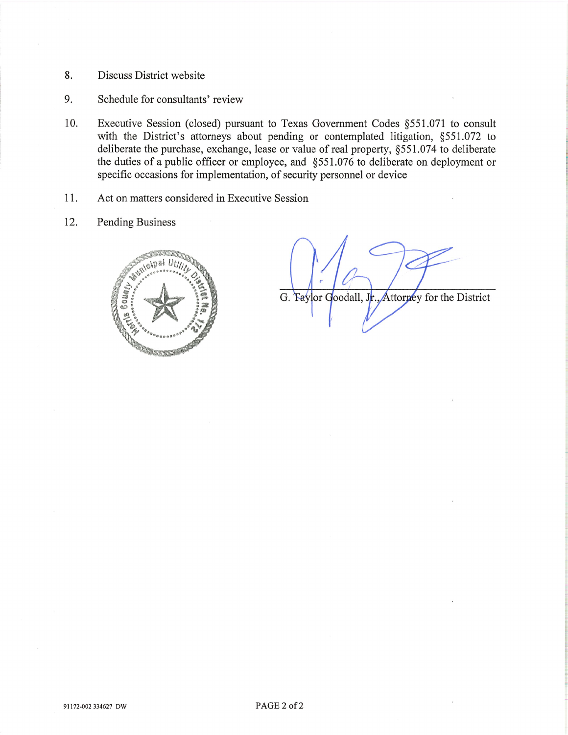8. Discuss District website

9. Schedule for consultants' review

10. Executive Session (closed) pursuant to Texas Government Codes §551.071 to consult with the District's attorneys about pending or contemplated litigation, §551.072 to deliberate the purchase, exchange, lease or value of real property, §551.074 to deliberate the duties of a public officer or employee, and §551.076 to deliberate on deployment or specific occasions for implementation, of security personnel or device

11. Act on matters considered in Executive Session

12. Pending Business

Harris County Municipal Utility District No. 172

G. Taylor Goodall, Jr., Attorney for the District

91172-002 334627 DW